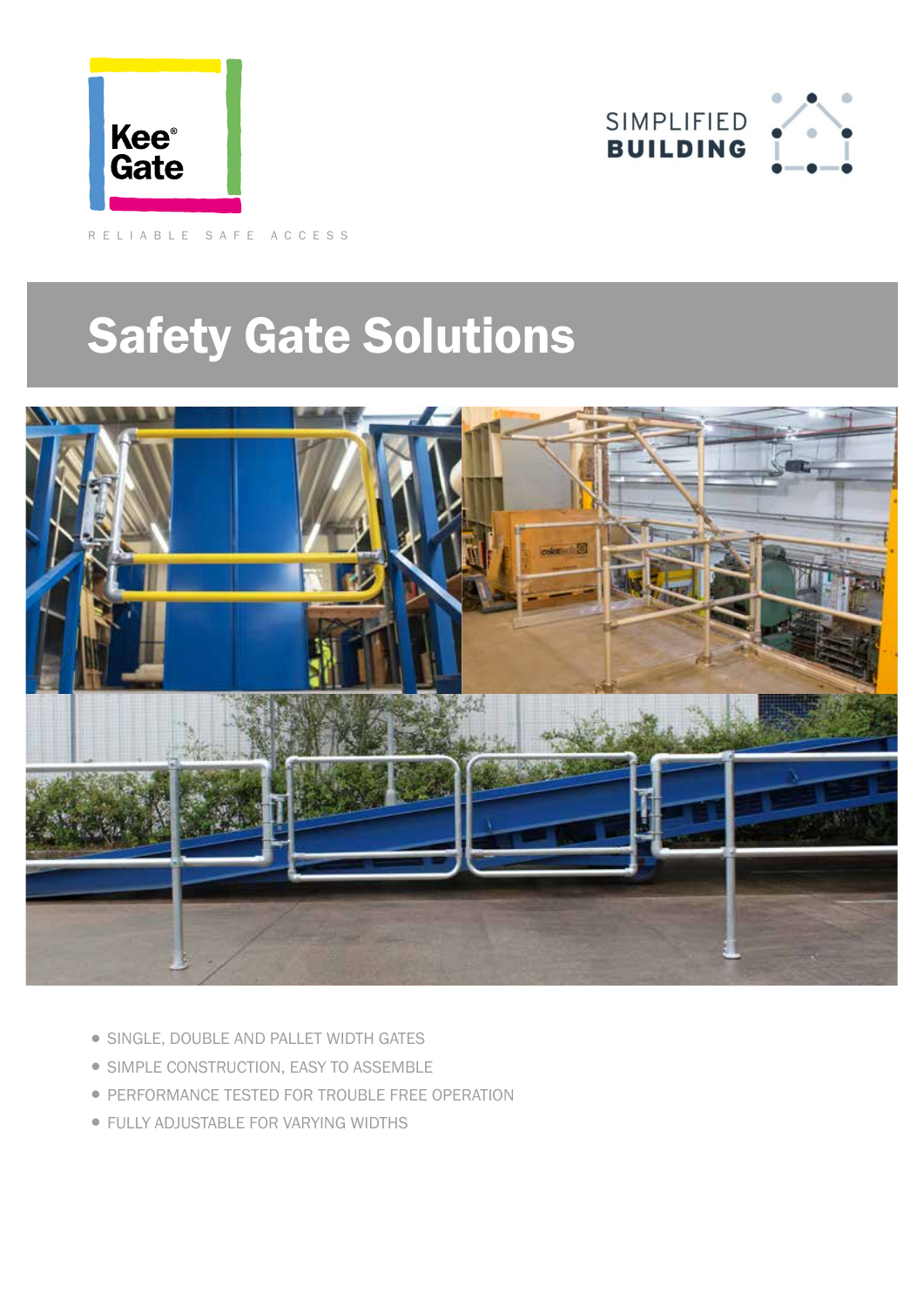Kee® Gate

RELIABLE SAFE ACCESS

SIMPLIFIED BUILDING

# Safety Gate Solutions

- SINGLE, DOUBLE AND PALLET WIDTH GATES
- SIMPLE CONSTRUCTION, EASY TO ASSEMBLE
- PERFORMANCE TESTED FOR TROUBLE FREE OPERATION
- FULLY ADJUSTABLE FOR VARYING WIDTHS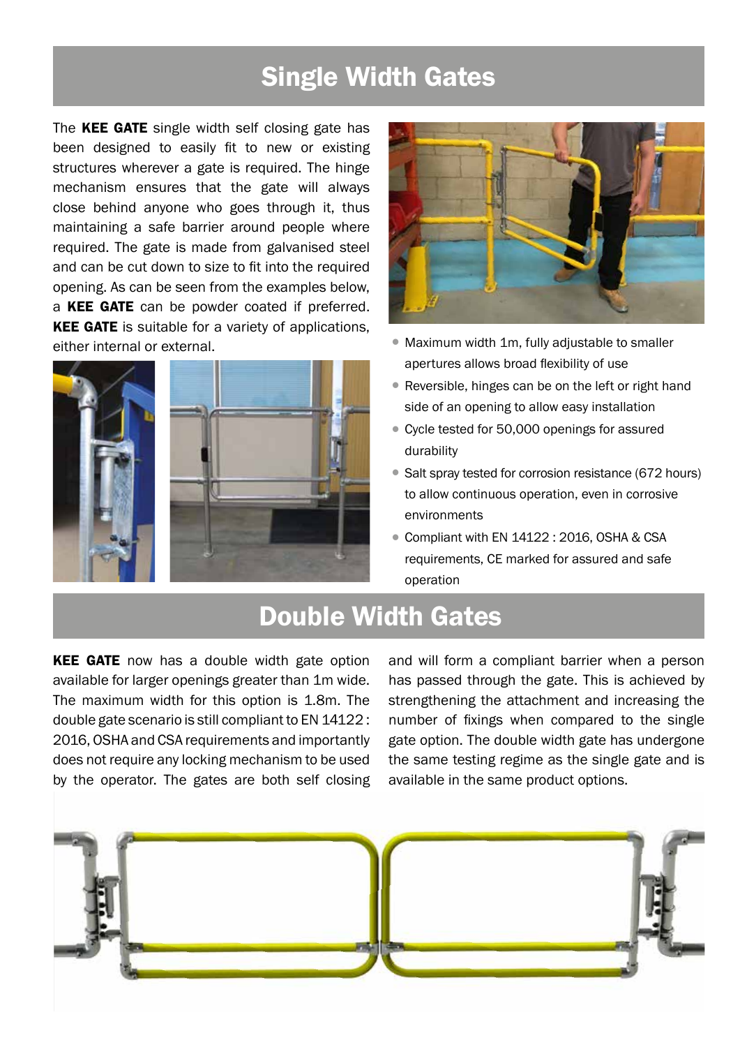## Single Width Gates

The **KEE GATE** single width self closing gate has been designed to easily fit to new or existing structures wherever a gate is required. The hinge mechanism ensures that the gate will always close behind anyone who goes through it, thus maintaining a safe barrier around people where required. The gate is made from galvanised steel and can be cut down to size to fit into the required opening. As can be seen from the examples below, a **KEE GATE** can be powder coated if preferred. **KEE GATE** is suitable for a variety of applications, either internal or external.

- Maximum width 1m, fully adjustable to smaller apertures allows broad flexibility of use
- Reversible, hinges can be on the left or right hand side of an opening to allow easy installation
- Cycle tested for 50,000 openings for assured durability
- Salt spray tested for corrosion resistance (672 hours) to allow continuous operation, even in corrosive environments
- Compliant with EN 14122 : 2016, OSHA & CSA requirements, CE marked for assured and safe operation

## Double Width Gates

**KEE GATE** now has a double width gate option available for larger openings greater than 1m wide. The maximum width for this option is 1.8m. The double gate scenario is still compliant to EN 14122 : 2016, OSHA and CSA requirements and importantly does not require any locking mechanism to be used by the operator. The gates are both self closing and will form a compliant barrier when a person has passed through the gate. This is achieved by strengthening the attachment and increasing the number of fixings when compared to the single gate option. The double width gate has undergone the same testing regime as the single gate and is available in the same product options.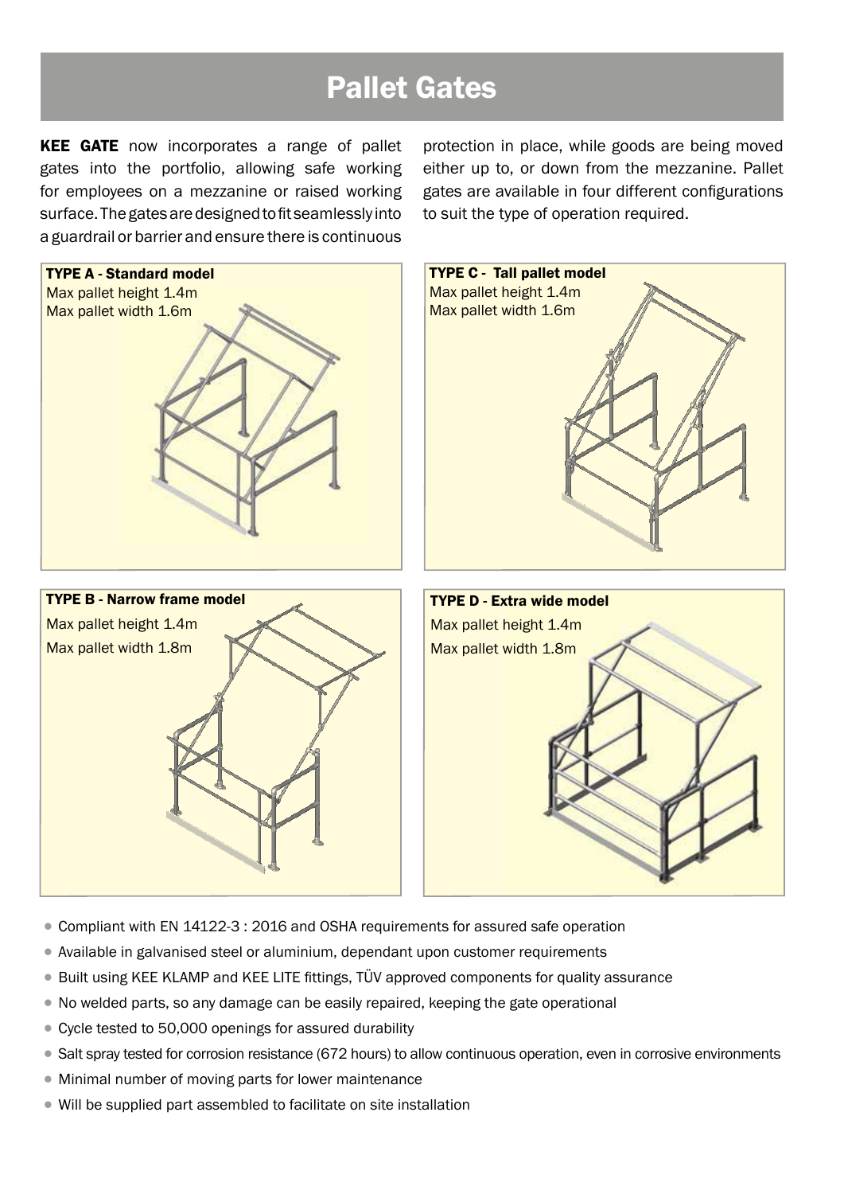# Pallet Gates

**KEE GATE** now incorporates a range of pallet gates into the portfolio, allowing safe working for employees on a mezzanine or raised working surface. The gates are designed to fit seamlessly into a guardrail or barrier and ensure there is continuous protection in place, while goods are being moved either up to, or down from the mezzanine. Pallet gates are available in four different configurations to suit the type of operation required.

**TYPE A - Standard model**
Max pallet height 1.4m
Max pallet width 1.6m

**TYPE C - Tall pallet model**
Max pallet height 1.4m
Max pallet width 1.6m

**TYPE B - Narrow frame model**
Max pallet height 1.4m
Max pallet width 1.8m

**TYPE D - Extra wide model**
Max pallet height 1.4m
Max pallet width 1.8m

- Compliant with EN 14122-3 : 2016 and OSHA requirements for assured safe operation
- Available in galvanised steel or aluminium, dependant upon customer requirements
- Built using KEE KLAMP and KEE LITE fittings, TÜV approved components for quality assurance
- No welded parts, so any damage can be easily repaired, keeping the gate operational
- Cycle tested to 50,000 openings for assured durability
- Salt spray tested for corrosion resistance (672 hours) to allow continuous operation, even in corrosive environments
- Minimal number of moving parts for lower maintenance
- Will be supplied part assembled to facilitate on site installation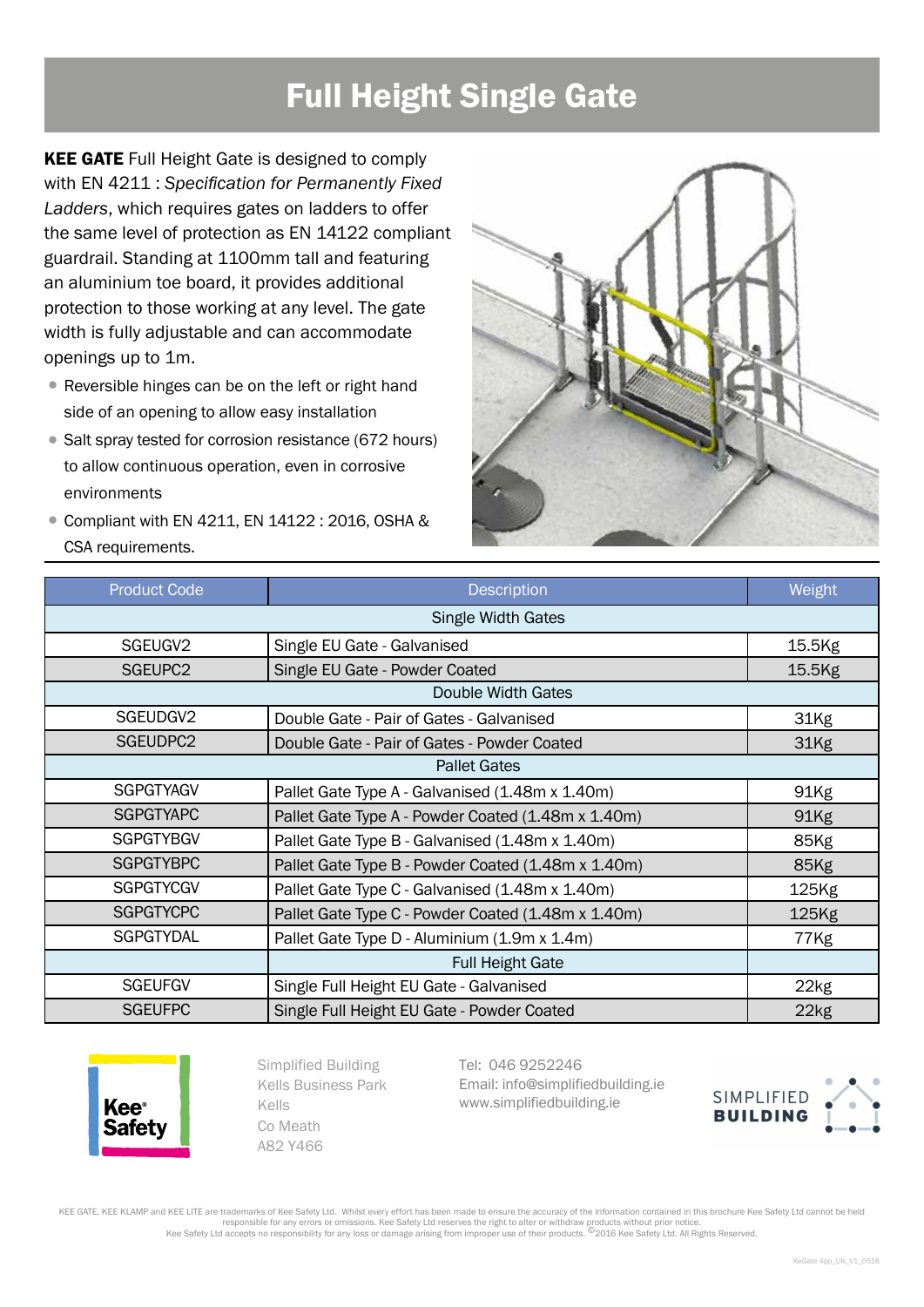# Full Height Single Gate

**KEE GATE** Full Height Gate is designed to comply with EN 4211 : *Specification for Permanently Fixed Ladders*, which requires gates on ladders to offer the same level of protection as EN 14122 compliant guardrail. Standing at 1100mm tall and featuring an aluminium toe board, it provides additional protection to those working at any level. The gate width is fully adjustable and can accommodate openings up to 1m.

- Reversible hinges can be on the left or right hand side of an opening to allow easy installation
- Salt spray tested for corrosion resistance (672 hours) to allow continuous operation, even in corrosive environments
- Compliant with EN 4211, EN 14122 : 2016, OSHA & CSA requirements.

| Product Code | Description | Weight |
|---|---|---|
| | Single Width Gates | |
| SGEUGV2 | Single EU Gate - Galvanised | 15.5Kg |
| SGEUPC2 | Single EU Gate - Powder Coated | 15.5Kg |
| | Double Width Gates | |
| SGEUDGV2 | Double Gate - Pair of Gates - Galvanised | 31Kg |
| SGEUDPC2 | Double Gate - Pair of Gates - Powder Coated | 31Kg |
| | Pallet Gates | |
| SGPGTYAGV | Pallet Gate Type A - Galvanised (1.48m x 1.40m) | 91Kg |
| SGPGTYAPC | Pallet Gate Type A - Powder Coated (1.48m x 1.40m) | 91Kg |
| SGPGTYBGV | Pallet Gate Type B - Galvanised (1.48m x 1.40m) | 85Kg |
| SGPGTYBPC | Pallet Gate Type B - Powder Coated (1.48m x 1.40m) | 85Kg |
| SGPGTYCGV | Pallet Gate Type C - Galvanised (1.48m x 1.40m) | 125Kg |
| SGPGTYCPC | Pallet Gate Type C - Powder Coated (1.48m x 1.40m) | 125Kg |
| SGPGTYDAL | Pallet Gate Type D - Aluminium (1.9m x 1.4m) | 77Kg |
| | Full Height Gate | |
| SGEUFGV | Single Full Height EU Gate - Galvanised | 22kg |
| SGEUFPC | Single Full Height EU Gate - Powder Coated | 22kg |

Kee Safety

Simplified Building
Kells Business Park
Kells
Co Meath
A82 Y466

Tel: 046 9252246
Email: info@simplifiedbuilding.ie
www.simplifiedbuilding.ie

SIMPLIFIED BUILDING

KEE GATE, KEE KLAMP and KEE LITE are trademarks of Kee Safety Ltd. Whilst every effort has been made to ensure the accuracy of the information contained in this brochure Kee Safety Ltd cannot be held responsible for any errors or omissions. Kee Safety Ltd reserves the right to alter or withdraw products without prior notice. Kee Safety Ltd accepts no responsibility for any loss or damage arising from improper use of their products. ©2016 Kee Safety Ltd. All Rights Reserved.

KeGate 4pp_UK_V1_0518